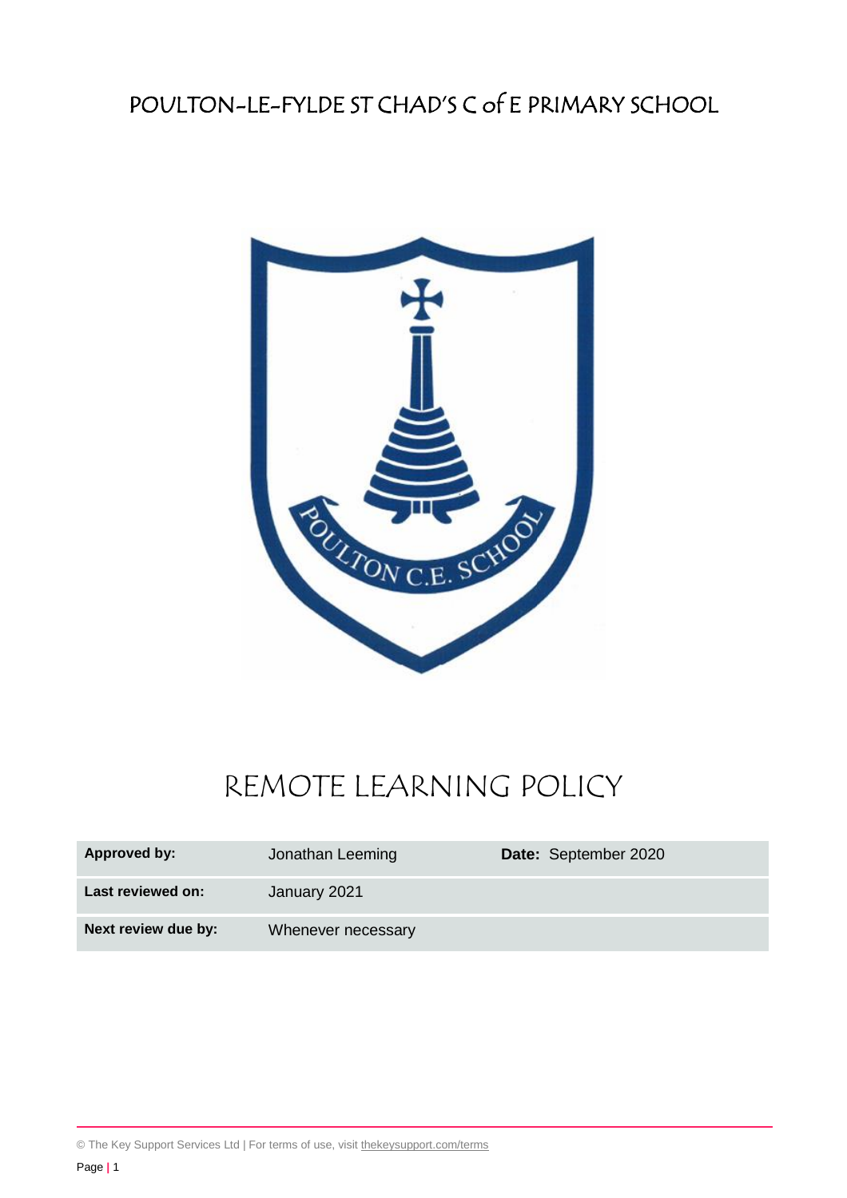# POULTON-LE-FYLDE ST CHAD'S C of E PRIMARY SCHOOL

# REMOTE LEARNING POLICY

| **Approved by:** | Jonathan Leeming | **Date:** September 2020 |
| --- | --- | --- |
| **Last reviewed on:** | January 2021 | |
| **Next review due by:** | Whenever necessary | |

© The Key Support Services Ltd | For terms of use, visit thekeysupport.com/terms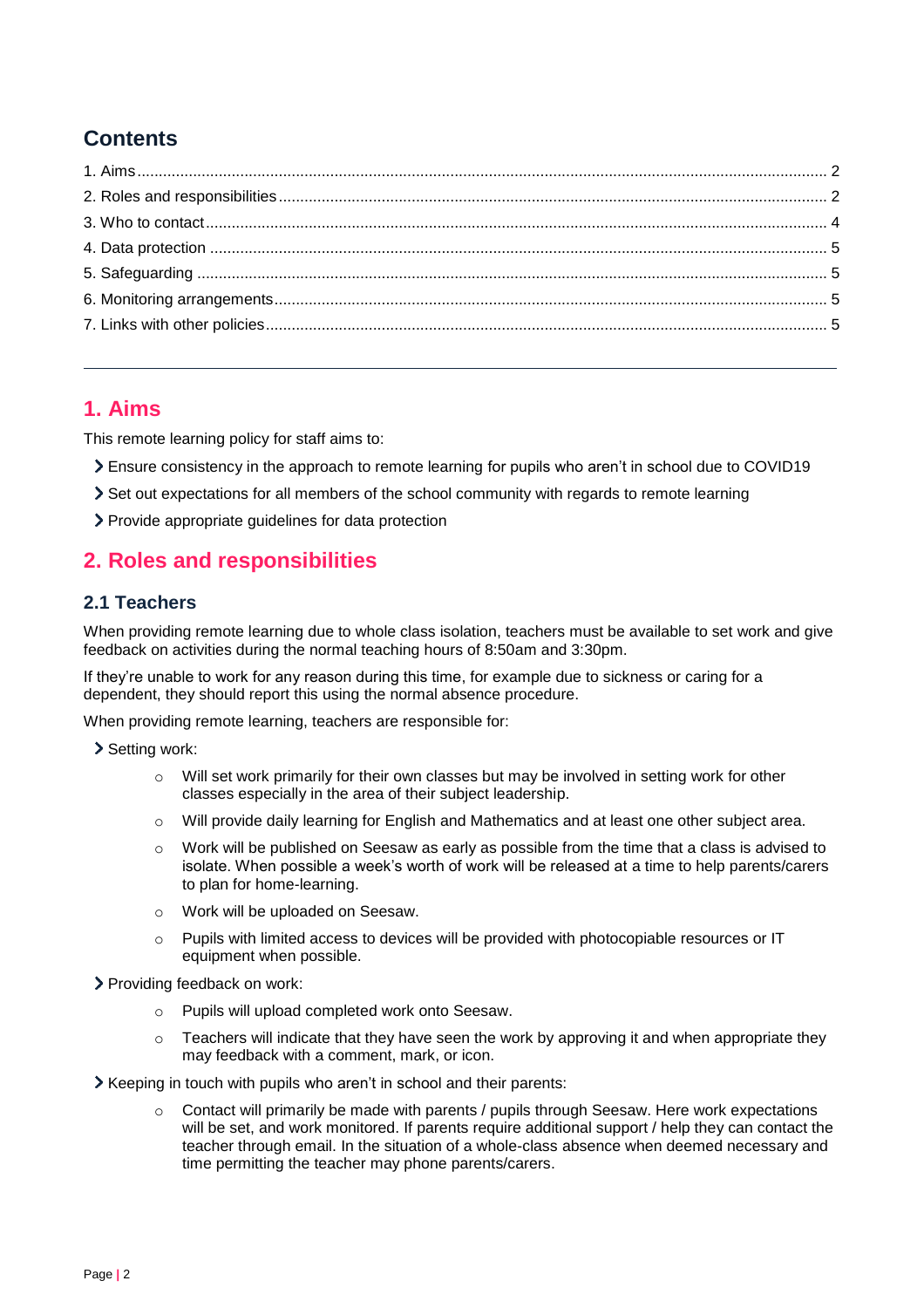## Contents

1. Aims ... 2
2. Roles and responsibilities ... 2
3. Who to contact ... 4
4. Data protection ... 5
5. Safeguarding ... 5
6. Monitoring arrangements ... 5
7. Links with other policies ... 5

---

## 1. Aims

This remote learning policy for staff aims to:

- Ensure consistency in the approach to remote learning for pupils who aren't in school due to COVID19
- Set out expectations for all members of the school community with regards to remote learning
- Provide appropriate guidelines for data protection

## 2. Roles and responsibilities

### 2.1 Teachers

When providing remote learning due to whole class isolation, teachers must be available to set work and give feedback on activities during the normal teaching hours of 8:50am and 3:30pm.

If they're unable to work for any reason during this time, for example due to sickness or caring for a dependent, they should report this using the normal absence procedure.

When providing remote learning, teachers are responsible for:

- Setting work:
  - Will set work primarily for their own classes but may be involved in setting work for other classes especially in the area of their subject leadership.
  - Will provide daily learning for English and Mathematics and at least one other subject area.
  - Work will be published on Seesaw as early as possible from the time that a class is advised to isolate. When possible a week's worth of work will be released at a time to help parents/carers to plan for home-learning.
  - Work will be uploaded on Seesaw.
  - Pupils with limited access to devices will be provided with photocopiable resources or IT equipment when possible.
- Providing feedback on work:
  - Pupils will upload completed work onto Seesaw.
  - Teachers will indicate that they have seen the work by approving it and when appropriate they may feedback with a comment, mark, or icon.
- Keeping in touch with pupils who aren't in school and their parents:
  - Contact will primarily be made with parents / pupils through Seesaw. Here work expectations will be set, and work monitored. If parents require additional support / help they can contact the teacher through email. In the situation of a whole-class absence when deemed necessary and time permitting the teacher may phone parents/carers.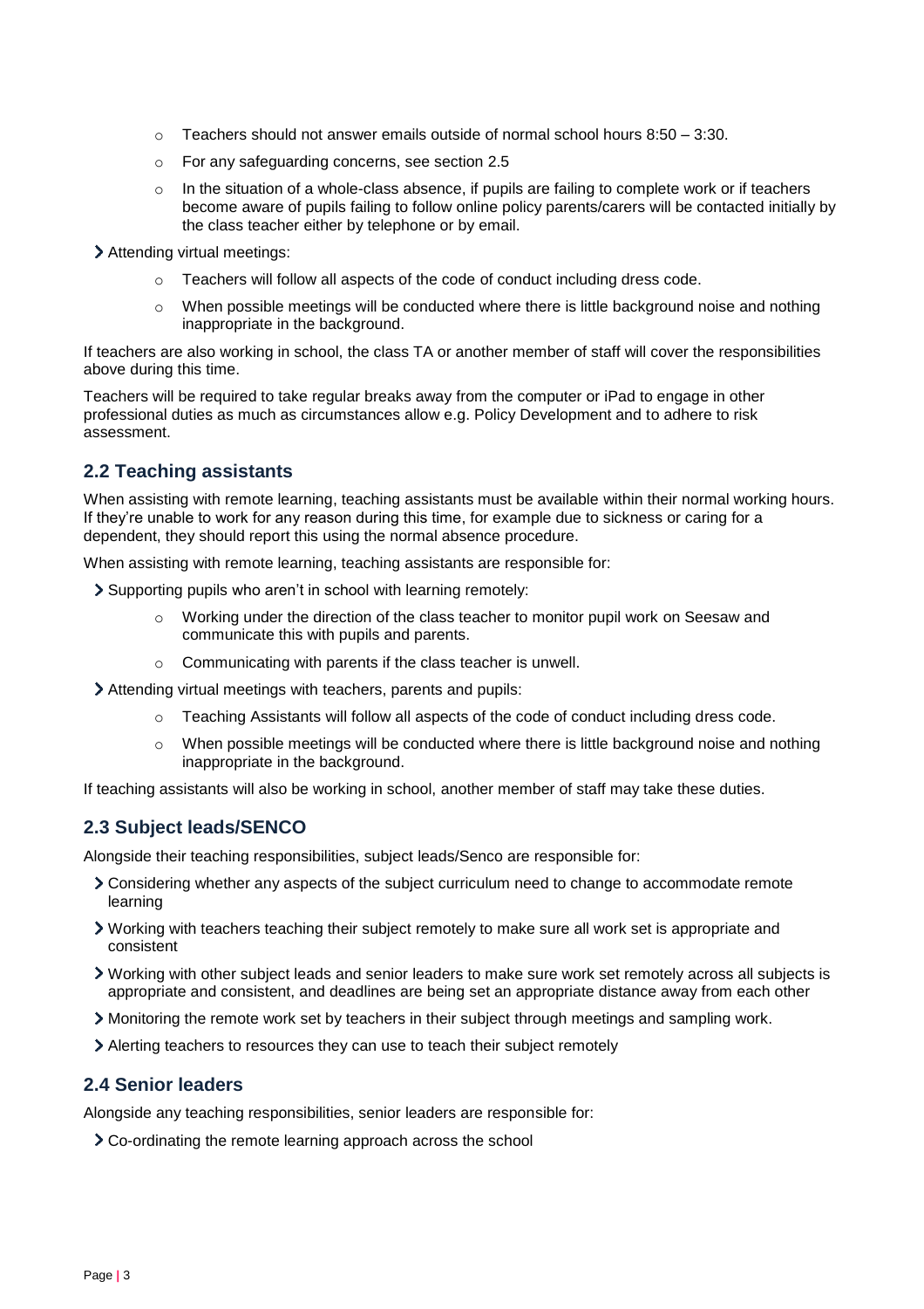- Teachers should not answer emails outside of normal school hours 8:50 – 3:30.
  - For any safeguarding concerns, see section 2.5
  - In the situation of a whole-class absence, if pupils are failing to complete work or if teachers become aware of pupils failing to follow online policy parents/carers will be contacted initially by the class teacher either by telephone or by email.

- Attending virtual meetings:
  - Teachers will follow all aspects of the code of conduct including dress code.
  - When possible meetings will be conducted where there is little background noise and nothing inappropriate in the background.

If teachers are also working in school, the class TA or another member of staff will cover the responsibilities above during this time.

Teachers will be required to take regular breaks away from the computer or iPad to engage in other professional duties as much as circumstances allow e.g. Policy Development and to adhere to risk assessment.

## 2.2 Teaching assistants

When assisting with remote learning, teaching assistants must be available within their normal working hours. If they're unable to work for any reason during this time, for example due to sickness or caring for a dependent, they should report this using the normal absence procedure.

When assisting with remote learning, teaching assistants are responsible for:

- Supporting pupils who aren't in school with learning remotely:
  - Working under the direction of the class teacher to monitor pupil work on Seesaw and communicate this with pupils and parents.
  - Communicating with parents if the class teacher is unwell.
- Attending virtual meetings with teachers, parents and pupils:
  - Teaching Assistants will follow all aspects of the code of conduct including dress code.
  - When possible meetings will be conducted where there is little background noise and nothing inappropriate in the background.

If teaching assistants will also be working in school, another member of staff may take these duties.

## 2.3 Subject leads/SENCO

Alongside their teaching responsibilities, subject leads/Senco are responsible for:

- Considering whether any aspects of the subject curriculum need to change to accommodate remote learning
- Working with teachers teaching their subject remotely to make sure all work set is appropriate and consistent
- Working with other subject leads and senior leaders to make sure work set remotely across all subjects is appropriate and consistent, and deadlines are being set an appropriate distance away from each other
- Monitoring the remote work set by teachers in their subject through meetings and sampling work.
- Alerting teachers to resources they can use to teach their subject remotely

## 2.4 Senior leaders

Alongside any teaching responsibilities, senior leaders are responsible for:

- Co-ordinating the remote learning approach across the school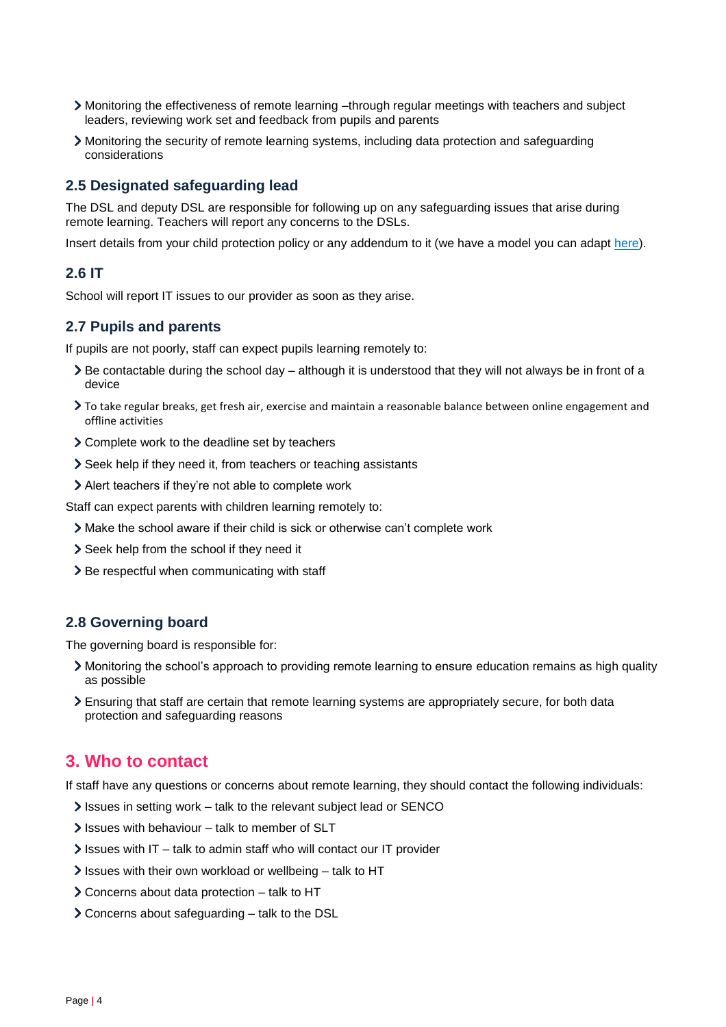- Monitoring the effectiveness of remote learning –through regular meetings with teachers and subject leaders, reviewing work set and feedback from pupils and parents
- Monitoring the security of remote learning systems, including data protection and safeguarding considerations

### 2.5 Designated safeguarding lead

The DSL and deputy DSL are responsible for following up on any safeguarding issues that arise during remote learning. Teachers will report any concerns to the DSLs.

Insert details from your child protection policy or any addendum to it (we have a model you can adapt [here](#)).

### 2.6 IT

School will report IT issues to our provider as soon as they arise.

### 2.7 Pupils and parents

If pupils are not poorly, staff can expect pupils learning remotely to:

- Be contactable during the school day – although it is understood that they will not always be in front of a device
- To take regular breaks, get fresh air, exercise and maintain a reasonable balance between online engagement and offline activities
- Complete work to the deadline set by teachers
- Seek help if they need it, from teachers or teaching assistants
- Alert teachers if they're not able to complete work

Staff can expect parents with children learning remotely to:

- Make the school aware if their child is sick or otherwise can't complete work
- Seek help from the school if they need it
- Be respectful when communicating with staff

### 2.8 Governing board

The governing board is responsible for:

- Monitoring the school's approach to providing remote learning to ensure education remains as high quality as possible
- Ensuring that staff are certain that remote learning systems are appropriately secure, for both data protection and safeguarding reasons

## 3. Who to contact

If staff have any questions or concerns about remote learning, they should contact the following individuals:

- Issues in setting work – talk to the relevant subject lead or SENCO
- Issues with behaviour – talk to member of SLT
- Issues with IT – talk to admin staff who will contact our IT provider
- Issues with their own workload or wellbeing – talk to HT
- Concerns about data protection – talk to HT
- Concerns about safeguarding – talk to the DSL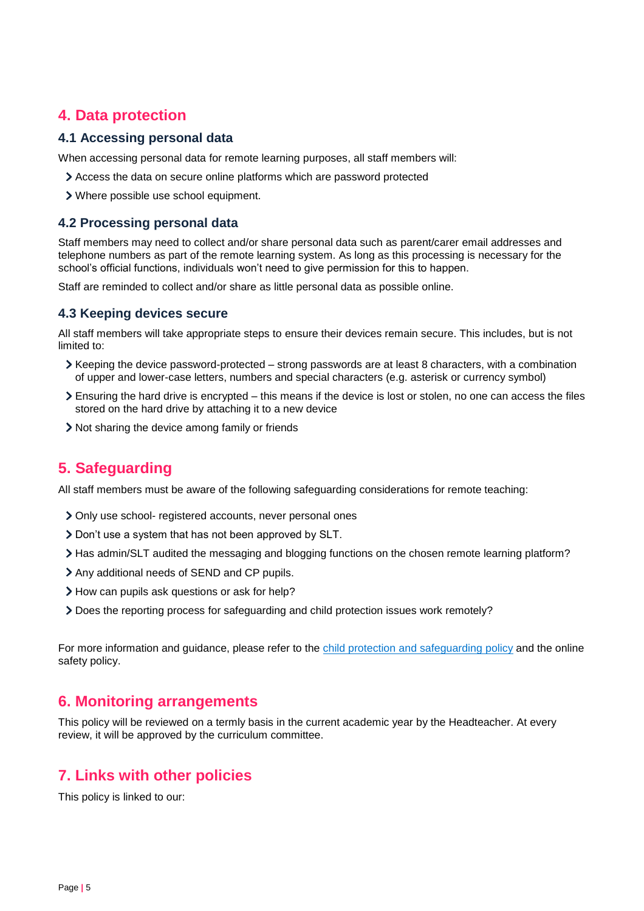## 4. Data protection

### 4.1 Accessing personal data

When accessing personal data for remote learning purposes, all staff members will:

- Access the data on secure online platforms which are password protected
- Where possible use school equipment.

### 4.2 Processing personal data

Staff members may need to collect and/or share personal data such as parent/carer email addresses and telephone numbers as part of the remote learning system. As long as this processing is necessary for the school's official functions, individuals won't need to give permission for this to happen.

Staff are reminded to collect and/or share as little personal data as possible online.

### 4.3 Keeping devices secure

All staff members will take appropriate steps to ensure their devices remain secure. This includes, but is not limited to:

- Keeping the device password-protected – strong passwords are at least 8 characters, with a combination of upper and lower-case letters, numbers and special characters (e.g. asterisk or currency symbol)
- Ensuring the hard drive is encrypted – this means if the device is lost or stolen, no one can access the files stored on the hard drive by attaching it to a new device
- Not sharing the device among family or friends

## 5. Safeguarding

All staff members must be aware of the following safeguarding considerations for remote teaching:

- Only use school- registered accounts, never personal ones
- Don't use a system that has not been approved by SLT.
- Has admin/SLT audited the messaging and blogging functions on the chosen remote learning platform?
- Any additional needs of SEND and CP pupils.
- How can pupils ask questions or ask for help?
- Does the reporting process for safeguarding and child protection issues work remotely?

For more information and guidance, please refer to the child protection and safeguarding policy and the online safety policy.

## 6. Monitoring arrangements

This policy will be reviewed on a termly basis in the current academic year by the Headteacher. At every review, it will be approved by the curriculum committee.

## 7. Links with other policies

This policy is linked to our: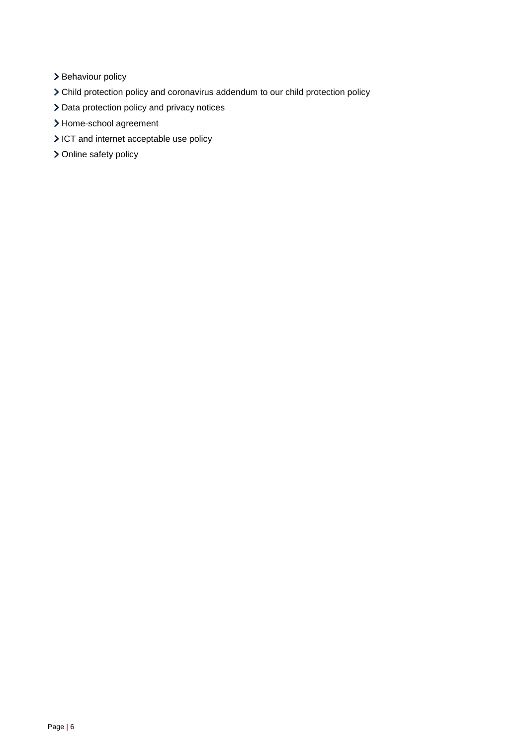- Behaviour policy
- Child protection policy and coronavirus addendum to our child protection policy
- Data protection policy and privacy notices
- Home-school agreement
- ICT and internet acceptable use policy
- Online safety policy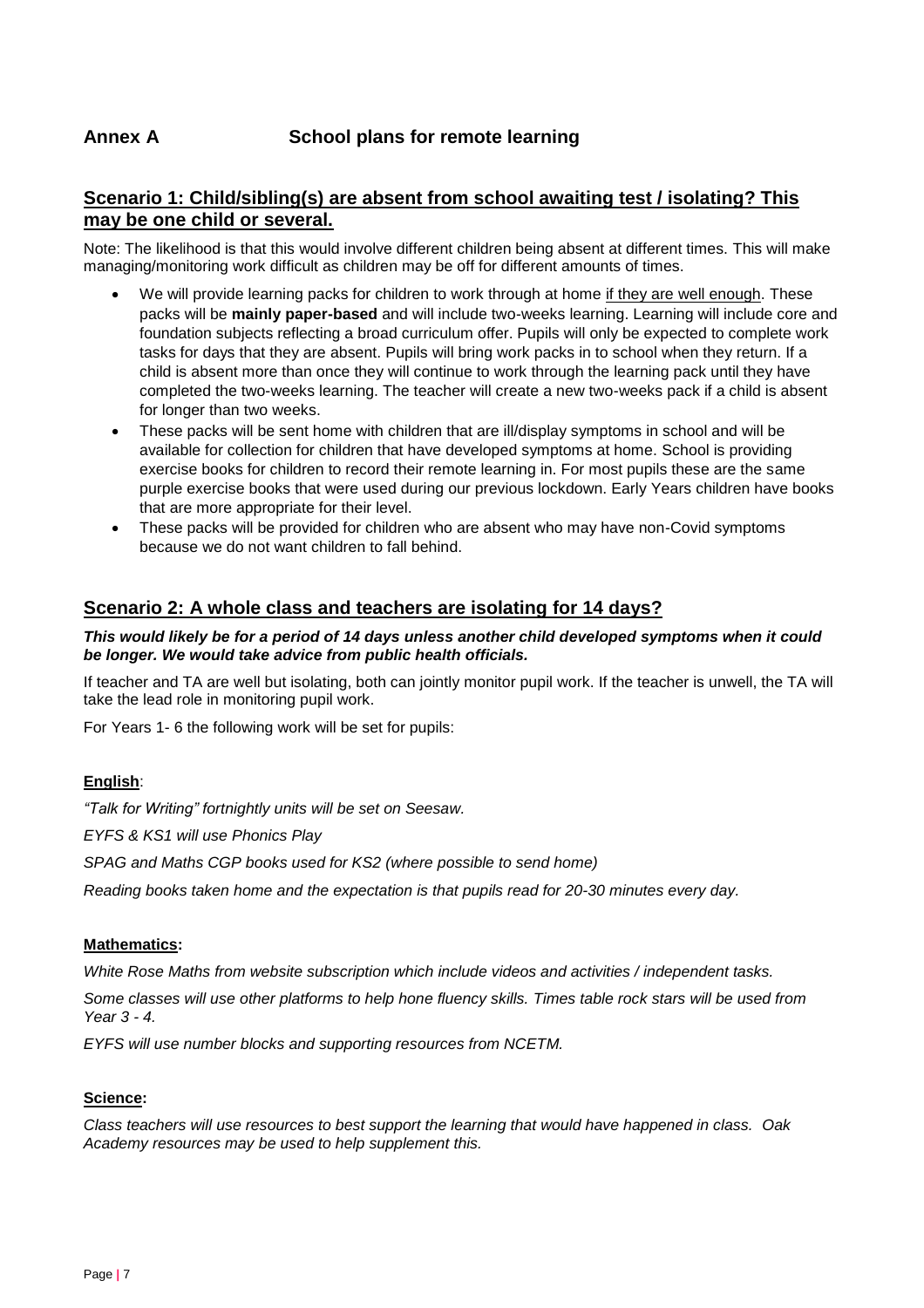## Annex A School plans for remote learning

## Scenario 1: Child/sibling(s) are absent from school awaiting test / isolating? This may be one child or several.

Note: The likelihood is that this would involve different children being absent at different times. This will make managing/monitoring work difficult as children may be off for different amounts of times.

- We will provide learning packs for children to work through at home if they are well enough. These packs will be **mainly paper-based** and will include two-weeks learning. Learning will include core and foundation subjects reflecting a broad curriculum offer. Pupils will only be expected to complete work tasks for days that they are absent. Pupils will bring work packs in to school when they return. If a child is absent more than once they will continue to work through the learning pack until they have completed the two-weeks learning. The teacher will create a new two-weeks pack if a child is absent for longer than two weeks.
- These packs will be sent home with children that are ill/display symptoms in school and will be available for collection for children that have developed symptoms at home. School is providing exercise books for children to record their remote learning in. For most pupils these are the same purple exercise books that were used during our previous lockdown. Early Years children have books that are more appropriate for their level.
- These packs will be provided for children who are absent who may have non-Covid symptoms because we do not want children to fall behind.

## Scenario 2: A whole class and teachers are isolating for 14 days?

***This would likely be for a period of 14 days unless another child developed symptoms when it could be longer. We would take advice from public health officials.***

If teacher and TA are well but isolating, both can jointly monitor pupil work. If the teacher is unwell, the TA will take the lead role in monitoring pupil work.

For Years 1- 6 the following work will be set for pupils:

**English**:

*"Talk for Writing" fortnightly units will be set on Seesaw.*

*EYFS & KS1 will use Phonics Play*

*SPAG and Maths CGP books used for KS2 (where possible to send home)*

*Reading books taken home and the expectation is that pupils read for 20-30 minutes every day.*

**Mathematics:**

*White Rose Maths from website subscription which include videos and activities / independent tasks.*

*Some classes will use other platforms to help hone fluency skills. Times table rock stars will be used from Year 3 - 4.*

*EYFS will use number blocks and supporting resources from NCETM.*

**Science:**

*Class teachers will use resources to best support the learning that would have happened in class. Oak Academy resources may be used to help supplement this.*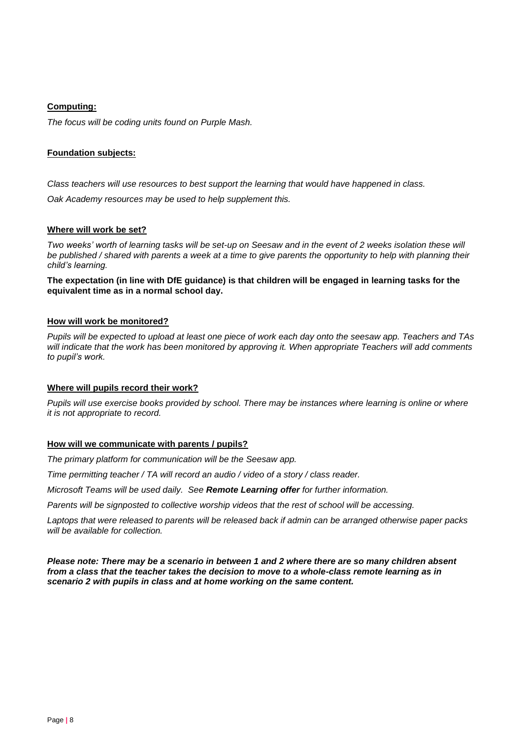**Computing:**

*The focus will be coding units found on Purple Mash.*

**Foundation subjects:**

*Class teachers will use resources to best support the learning that would have happened in class.*

*Oak Academy resources may be used to help supplement this.*

**Where will work be set?**

*Two weeks' worth of learning tasks will be set-up on Seesaw and in the event of 2 weeks isolation these will be published / shared with parents a week at a time to give parents the opportunity to help with planning their child's learning.*

**The expectation (in line with DfE guidance) is that children will be engaged in learning tasks for the equivalent time as in a normal school day.**

**How will work be monitored?**

*Pupils will be expected to upload at least one piece of work each day onto the seesaw app. Teachers and TAs will indicate that the work has been monitored by approving it. When appropriate Teachers will add comments to pupil's work.*

**Where will pupils record their work?**

*Pupils will use exercise books provided by school. There may be instances where learning is online or where it is not appropriate to record.*

**How will we communicate with parents / pupils?**

*The primary platform for communication will be the Seesaw app.*

*Time permitting teacher / TA will record an audio / video of a story / class reader.*

*Microsoft Teams will be used daily. See **Remote Learning offer** for further information.*

*Parents will be signposted to collective worship videos that the rest of school will be accessing.*

*Laptops that were released to parents will be released back if admin can be arranged otherwise paper packs will be available for collection.*

***Please note: There may be a scenario in between 1 and 2 where there are so many children absent from a class that the teacher takes the decision to move to a whole-class remote learning as in scenario 2 with pupils in class and at home working on the same content.***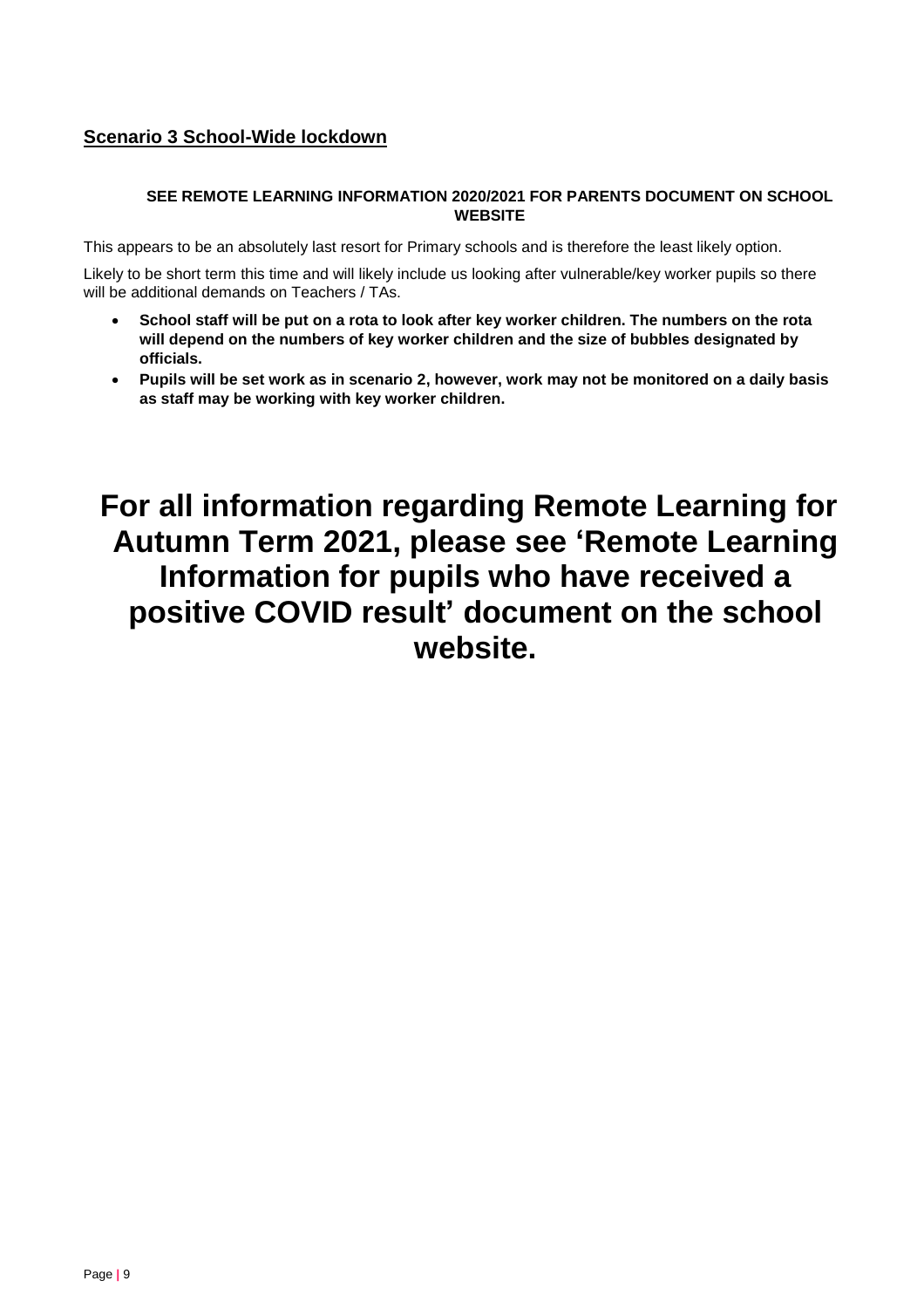## Scenario 3 School-Wide lockdown

**SEE REMOTE LEARNING INFORMATION 2020/2021 FOR PARENTS DOCUMENT ON SCHOOL WEBSITE**

This appears to be an absolutely last resort for Primary schools and is therefore the least likely option.

Likely to be short term this time and will likely include us looking after vulnerable/key worker pupils so there will be additional demands on Teachers / TAs.

- **School staff will be put on a rota to look after key worker children. The numbers on the rota will depend on the numbers of key worker children and the size of bubbles designated by officials.**
- **Pupils will be set work as in scenario 2, however, work may not be monitored on a daily basis as staff may be working with key worker children.**

# For all information regarding Remote Learning for Autumn Term 2021, please see 'Remote Learning Information for pupils who have received a positive COVID result' document on the school website.